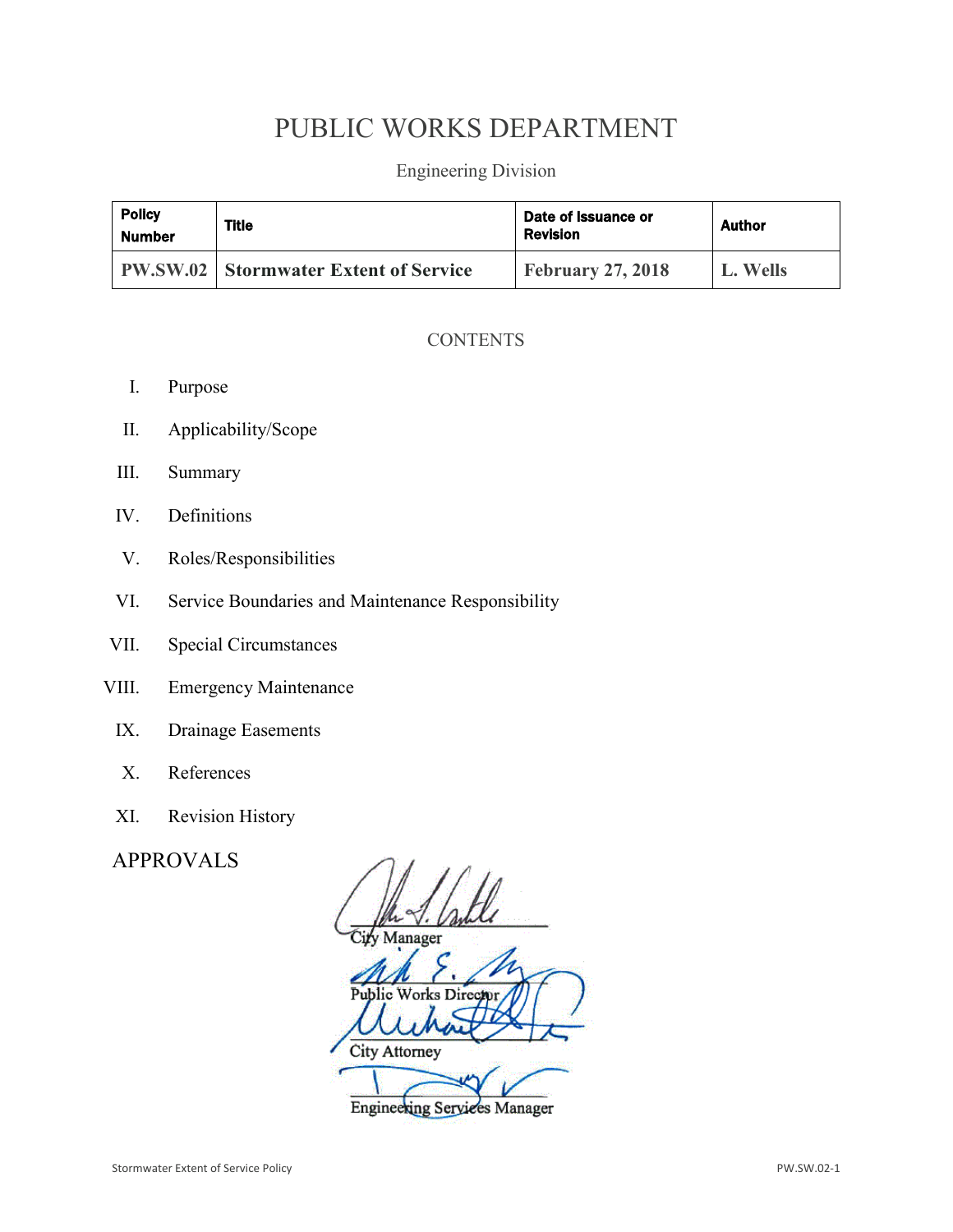# PUBLIC WORKS DEPARTMENT

Engineering Division

| Policy Number | Title | Date of Issuance or Revision | Author |
|---|---|---|---|
| **PW.SW.02** | **Stormwater Extent of Service** | **February 27, 2018** | **L. Wells** |

## CONTENTS

I. Purpose

II. Applicability/Scope

III. Summary

IV. Definitions

V. Roles/Responsibilities

VI. Service Boundaries and Maintenance Responsibility

VII. Special Circumstances

VIII. Emergency Maintenance

IX. Drainage Easements

X. References

XI. Revision History

## APPROVALS

City Manager

Public Works Director

City Attorney

Engineering Services Manager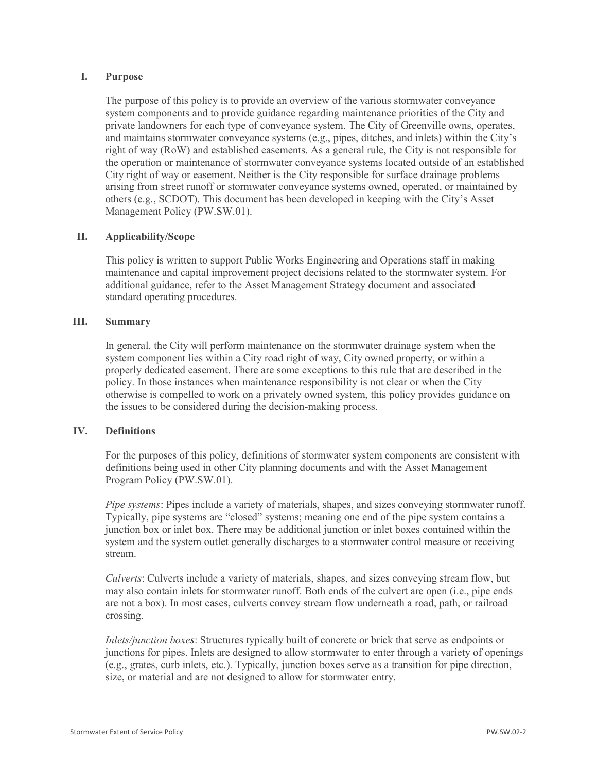## I. Purpose

The purpose of this policy is to provide an overview of the various stormwater conveyance system components and to provide guidance regarding maintenance priorities of the City and private landowners for each type of conveyance system. The City of Greenville owns, operates, and maintains stormwater conveyance systems (e.g., pipes, ditches, and inlets) within the City's right of way (RoW) and established easements. As a general rule, the City is not responsible for the operation or maintenance of stormwater conveyance systems located outside of an established City right of way or easement. Neither is the City responsible for surface drainage problems arising from street runoff or stormwater conveyance systems owned, operated, or maintained by others (e.g., SCDOT). This document has been developed in keeping with the City's Asset Management Policy (PW.SW.01).

## II. Applicability/Scope

This policy is written to support Public Works Engineering and Operations staff in making maintenance and capital improvement project decisions related to the stormwater system. For additional guidance, refer to the Asset Management Strategy document and associated standard operating procedures.

## III. Summary

In general, the City will perform maintenance on the stormwater drainage system when the system component lies within a City road right of way, City owned property, or within a properly dedicated easement. There are some exceptions to this rule that are described in the policy. In those instances when maintenance responsibility is not clear or when the City otherwise is compelled to work on a privately owned system, this policy provides guidance on the issues to be considered during the decision-making process.

## IV. Definitions

For the purposes of this policy, definitions of stormwater system components are consistent with definitions being used in other City planning documents and with the Asset Management Program Policy (PW.SW.01).

*Pipe systems*: Pipes include a variety of materials, shapes, and sizes conveying stormwater runoff. Typically, pipe systems are "closed" systems; meaning one end of the pipe system contains a junction box or inlet box. There may be additional junction or inlet boxes contained within the system and the system outlet generally discharges to a stormwater control measure or receiving stream.

*Culverts*: Culverts include a variety of materials, shapes, and sizes conveying stream flow, but may also contain inlets for stormwater runoff. Both ends of the culvert are open (i.e., pipe ends are not a box). In most cases, culverts convey stream flow underneath a road, path, or railroad crossing.

*Inlets/junction boxes*: Structures typically built of concrete or brick that serve as endpoints or junctions for pipes. Inlets are designed to allow stormwater to enter through a variety of openings (e.g., grates, curb inlets, etc.). Typically, junction boxes serve as a transition for pipe direction, size, or material and are not designed to allow for stormwater entry.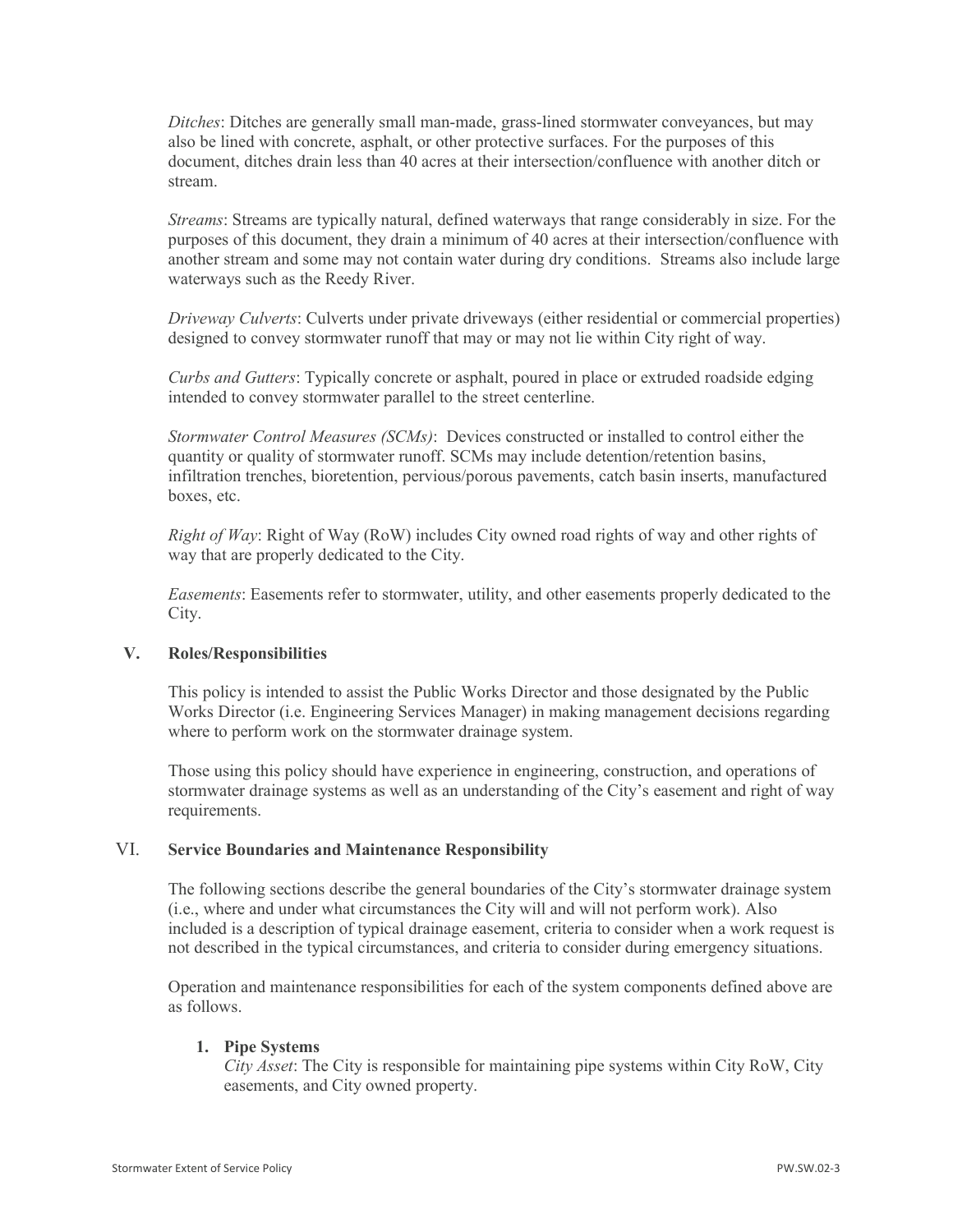*Ditches*: Ditches are generally small man-made, grass-lined stormwater conveyances, but may also be lined with concrete, asphalt, or other protective surfaces. For the purposes of this document, ditches drain less than 40 acres at their intersection/confluence with another ditch or stream.

*Streams*: Streams are typically natural, defined waterways that range considerably in size. For the purposes of this document, they drain a minimum of 40 acres at their intersection/confluence with another stream and some may not contain water during dry conditions. Streams also include large waterways such as the Reedy River.

*Driveway Culverts*: Culverts under private driveways (either residential or commercial properties) designed to convey stormwater runoff that may or may not lie within City right of way.

*Curbs and Gutters*: Typically concrete or asphalt, poured in place or extruded roadside edging intended to convey stormwater parallel to the street centerline.

*Stormwater Control Measures (SCMs)*: Devices constructed or installed to control either the quantity or quality of stormwater runoff. SCMs may include detention/retention basins, infiltration trenches, bioretention, pervious/porous pavements, catch basin inserts, manufactured boxes, etc.

*Right of Way*: Right of Way (RoW) includes City owned road rights of way and other rights of way that are properly dedicated to the City.

*Easements*: Easements refer to stormwater, utility, and other easements properly dedicated to the City.

## V. Roles/Responsibilities

This policy is intended to assist the Public Works Director and those designated by the Public Works Director (i.e. Engineering Services Manager) in making management decisions regarding where to perform work on the stormwater drainage system.

Those using this policy should have experience in engineering, construction, and operations of stormwater drainage systems as well as an understanding of the City's easement and right of way requirements.

## VI. Service Boundaries and Maintenance Responsibility

The following sections describe the general boundaries of the City's stormwater drainage system (i.e., where and under what circumstances the City will and will not perform work). Also included is a description of typical drainage easement, criteria to consider when a work request is not described in the typical circumstances, and criteria to consider during emergency situations.

Operation and maintenance responsibilities for each of the system components defined above are as follows.

### 1. Pipe Systems

*City Asset*: The City is responsible for maintaining pipe systems within City RoW, City easements, and City owned property.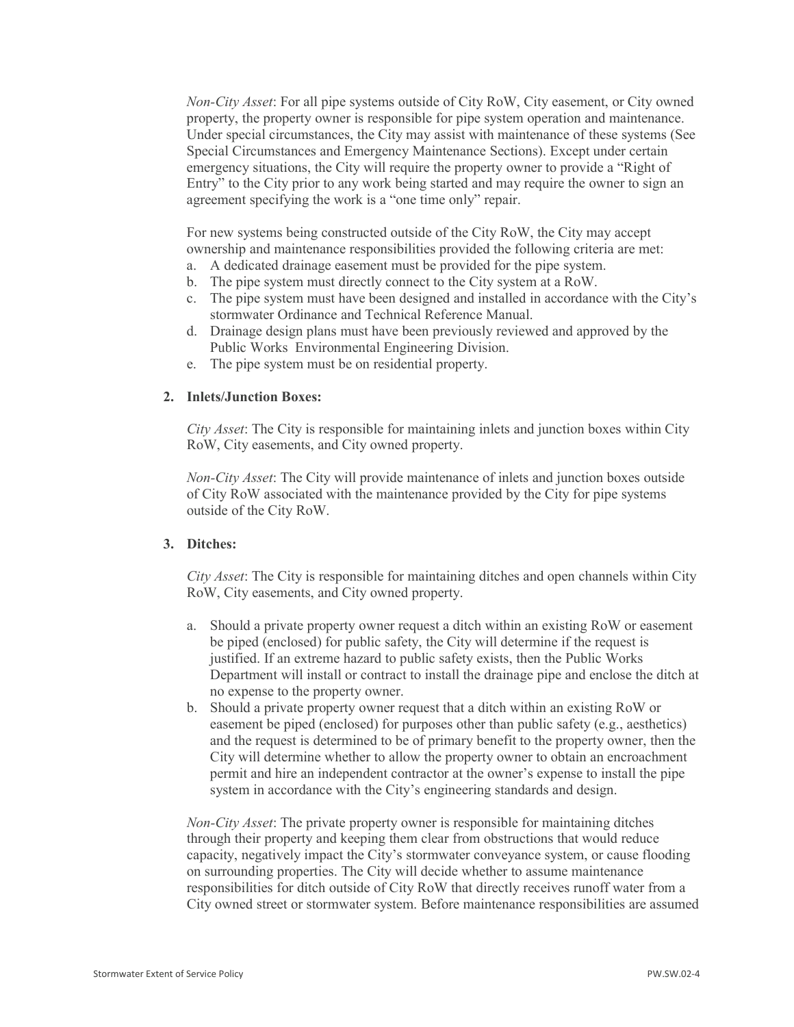*Non-City Asset*: For all pipe systems outside of City RoW, City easement, or City owned property, the property owner is responsible for pipe system operation and maintenance. Under special circumstances, the City may assist with maintenance of these systems (See Special Circumstances and Emergency Maintenance Sections). Except under certain emergency situations, the City will require the property owner to provide a "Right of Entry" to the City prior to any work being started and may require the owner to sign an agreement specifying the work is a "one time only" repair.

For new systems being constructed outside of the City RoW, the City may accept ownership and maintenance responsibilities provided the following criteria are met:

a. A dedicated drainage easement must be provided for the pipe system.
b. The pipe system must directly connect to the City system at a RoW.
c. The pipe system must have been designed and installed in accordance with the City's stormwater Ordinance and Technical Reference Manual.
d. Drainage design plans must have been previously reviewed and approved by the Public Works Environmental Engineering Division.
e. The pipe system must be on residential property.

**2. Inlets/Junction Boxes:**

*City Asset*: The City is responsible for maintaining inlets and junction boxes within City RoW, City easements, and City owned property.

*Non-City Asset*: The City will provide maintenance of inlets and junction boxes outside of City RoW associated with the maintenance provided by the City for pipe systems outside of the City RoW.

**3. Ditches:**

*City Asset*: The City is responsible for maintaining ditches and open channels within City RoW, City easements, and City owned property.

a. Should a private property owner request a ditch within an existing RoW or easement be piped (enclosed) for public safety, the City will determine if the request is justified. If an extreme hazard to public safety exists, then the Public Works Department will install or contract to install the drainage pipe and enclose the ditch at no expense to the property owner.
b. Should a private property owner request that a ditch within an existing RoW or easement be piped (enclosed) for purposes other than public safety (e.g., aesthetics) and the request is determined to be of primary benefit to the property owner, then the City will determine whether to allow the property owner to obtain an encroachment permit and hire an independent contractor at the owner's expense to install the pipe system in accordance with the City's engineering standards and design.

*Non-City Asset*: The private property owner is responsible for maintaining ditches through their property and keeping them clear from obstructions that would reduce capacity, negatively impact the City's stormwater conveyance system, or cause flooding on surrounding properties. The City will decide whether to assume maintenance responsibilities for ditch outside of City RoW that directly receives runoff water from a City owned street or stormwater system. Before maintenance responsibilities are assumed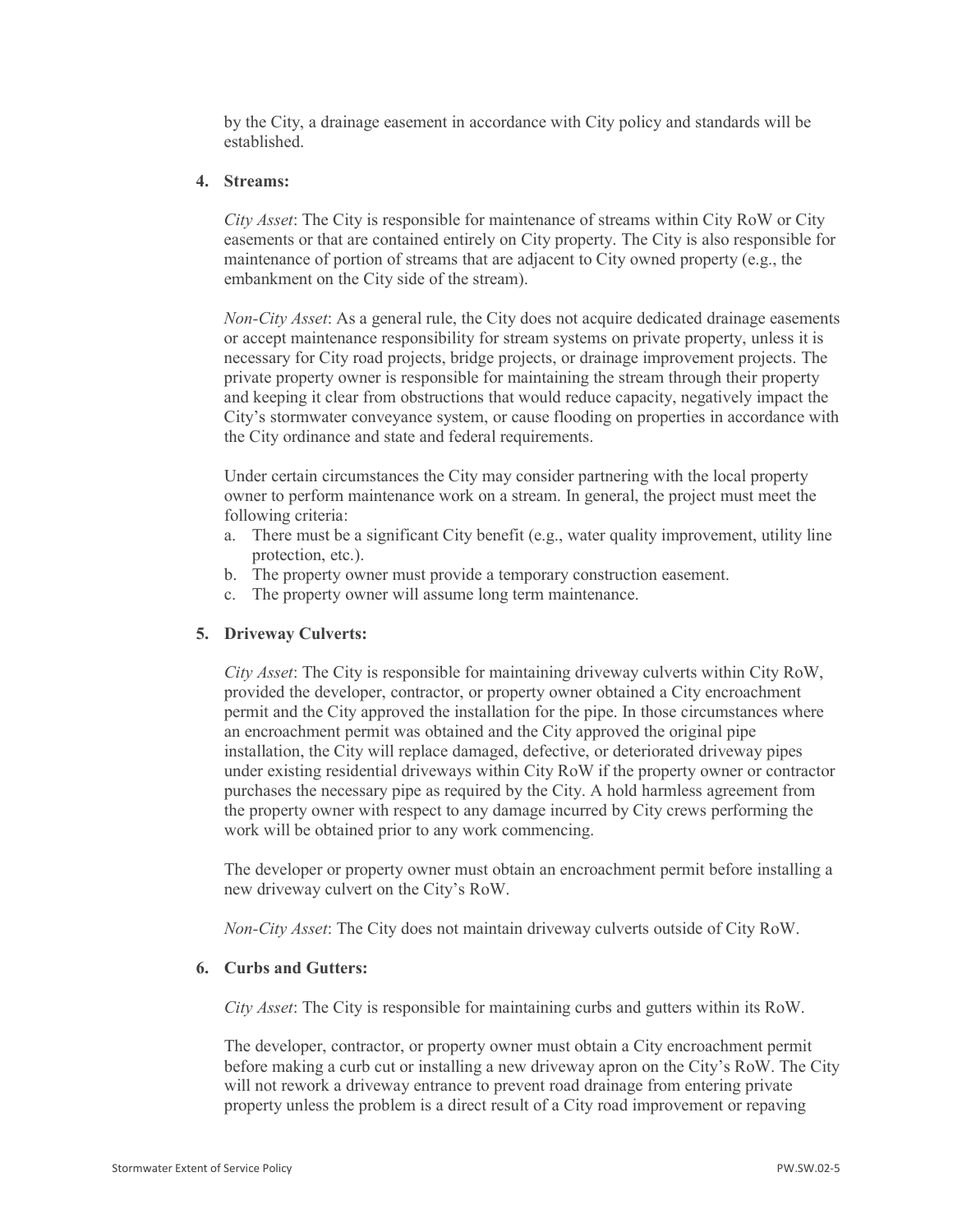by the City, a drainage easement in accordance with City policy and standards will be established.

4. **Streams:**

   *City Asset*: The City is responsible for maintenance of streams within City RoW or City easements or that are contained entirely on City property. The City is also responsible for maintenance of portion of streams that are adjacent to City owned property (e.g., the embankment on the City side of the stream).

   *Non-City Asset*: As a general rule, the City does not acquire dedicated drainage easements or accept maintenance responsibility for stream systems on private property, unless it is necessary for City road projects, bridge projects, or drainage improvement projects. The private property owner is responsible for maintaining the stream through their property and keeping it clear from obstructions that would reduce capacity, negatively impact the City's stormwater conveyance system, or cause flooding on properties in accordance with the City ordinance and state and federal requirements.

   Under certain circumstances the City may consider partnering with the local property owner to perform maintenance work on a stream. In general, the project must meet the following criteria:

   a. There must be a significant City benefit (e.g., water quality improvement, utility line protection, etc.).
   b. The property owner must provide a temporary construction easement.
   c. The property owner will assume long term maintenance.

5. **Driveway Culverts:**

   *City Asset*: The City is responsible for maintaining driveway culverts within City RoW, provided the developer, contractor, or property owner obtained a City encroachment permit and the City approved the installation for the pipe. In those circumstances where an encroachment permit was obtained and the City approved the original pipe installation, the City will replace damaged, defective, or deteriorated driveway pipes under existing residential driveways within City RoW if the property owner or contractor purchases the necessary pipe as required by the City. A hold harmless agreement from the property owner with respect to any damage incurred by City crews performing the work will be obtained prior to any work commencing.

   The developer or property owner must obtain an encroachment permit before installing a new driveway culvert on the City's RoW.

   *Non-City Asset*: The City does not maintain driveway culverts outside of City RoW.

6. **Curbs and Gutters:**

   *City Asset*: The City is responsible for maintaining curbs and gutters within its RoW.

   The developer, contractor, or property owner must obtain a City encroachment permit before making a curb cut or installing a new driveway apron on the City's RoW. The City will not rework a driveway entrance to prevent road drainage from entering private property unless the problem is a direct result of a City road improvement or repaving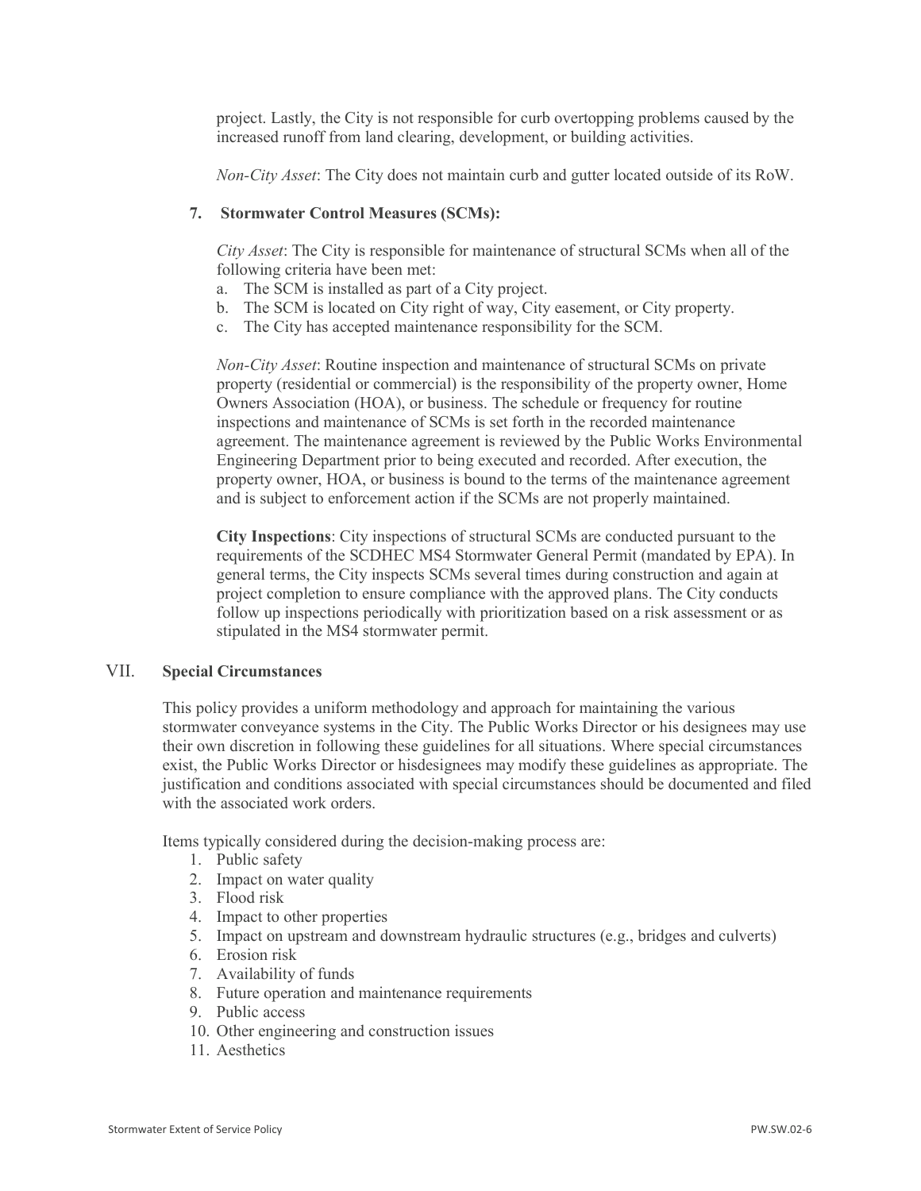project. Lastly, the City is not responsible for curb overtopping problems caused by the increased runoff from land clearing, development, or building activities.

*Non-City Asset*: The City does not maintain curb and gutter located outside of its RoW.

### 7. Stormwater Control Measures (SCMs):

*City Asset*: The City is responsible for maintenance of structural SCMs when all of the following criteria have been met:

a. The SCM is installed as part of a City project.
b. The SCM is located on City right of way, City easement, or City property.
c. The City has accepted maintenance responsibility for the SCM.

*Non-City Asset*: Routine inspection and maintenance of structural SCMs on private property (residential or commercial) is the responsibility of the property owner, Home Owners Association (HOA), or business. The schedule or frequency for routine inspections and maintenance of SCMs is set forth in the recorded maintenance agreement. The maintenance agreement is reviewed by the Public Works Environmental Engineering Department prior to being executed and recorded. After execution, the property owner, HOA, or business is bound to the terms of the maintenance agreement and is subject to enforcement action if the SCMs are not properly maintained.

**City Inspections**: City inspections of structural SCMs are conducted pursuant to the requirements of the SCDHEC MS4 Stormwater General Permit (mandated by EPA). In general terms, the City inspects SCMs several times during construction and again at project completion to ensure compliance with the approved plans. The City conducts follow up inspections periodically with prioritization based on a risk assessment or as stipulated in the MS4 stormwater permit.

## VII. Special Circumstances

This policy provides a uniform methodology and approach for maintaining the various stormwater conveyance systems in the City. The Public Works Director or his designees may use their own discretion in following these guidelines for all situations. Where special circumstances exist, the Public Works Director or hisdesignees may modify these guidelines as appropriate. The justification and conditions associated with special circumstances should be documented and filed with the associated work orders.

Items typically considered during the decision-making process are:

1. Public safety
2. Impact on water quality
3. Flood risk
4. Impact to other properties
5. Impact on upstream and downstream hydraulic structures (e.g., bridges and culverts)
6. Erosion risk
7. Availability of funds
8. Future operation and maintenance requirements
9. Public access
10. Other engineering and construction issues
11. Aesthetics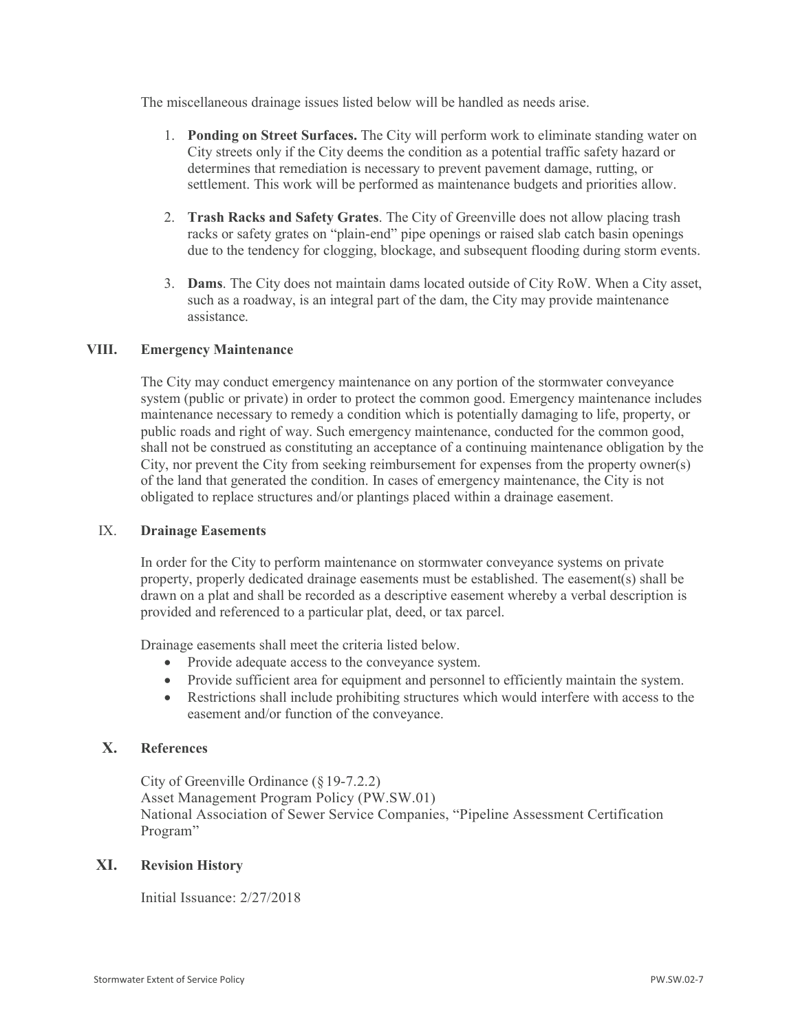The miscellaneous drainage issues listed below will be handled as needs arise.

1. **Ponding on Street Surfaces.** The City will perform work to eliminate standing water on City streets only if the City deems the condition as a potential traffic safety hazard or determines that remediation is necessary to prevent pavement damage, rutting, or settlement. This work will be performed as maintenance budgets and priorities allow.

2. **Trash Racks and Safety Grates**. The City of Greenville does not allow placing trash racks or safety grates on "plain-end" pipe openings or raised slab catch basin openings due to the tendency for clogging, blockage, and subsequent flooding during storm events.

3. **Dams**. The City does not maintain dams located outside of City RoW. When a City asset, such as a roadway, is an integral part of the dam, the City may provide maintenance assistance.

## VIII. Emergency Maintenance

The City may conduct emergency maintenance on any portion of the stormwater conveyance system (public or private) in order to protect the common good. Emergency maintenance includes maintenance necessary to remedy a condition which is potentially damaging to life, property, or public roads and right of way. Such emergency maintenance, conducted for the common good, shall not be construed as constituting an acceptance of a continuing maintenance obligation by the City, nor prevent the City from seeking reimbursement for expenses from the property owner(s) of the land that generated the condition. In cases of emergency maintenance, the City is not obligated to replace structures and/or plantings placed within a drainage easement.

## IX. Drainage Easements

In order for the City to perform maintenance on stormwater conveyance systems on private property, properly dedicated drainage easements must be established. The easement(s) shall be drawn on a plat and shall be recorded as a descriptive easement whereby a verbal description is provided and referenced to a particular plat, deed, or tax parcel.

Drainage easements shall meet the criteria listed below.

- Provide adequate access to the conveyance system.
- Provide sufficient area for equipment and personnel to efficiently maintain the system.
- Restrictions shall include prohibiting structures which would interfere with access to the easement and/or function of the conveyance.

## X. References

City of Greenville Ordinance (§19-7.2.2)
Asset Management Program Policy (PW.SW.01)
National Association of Sewer Service Companies, "Pipeline Assessment Certification Program"

## XI. Revision History

Initial Issuance: 2/27/2018